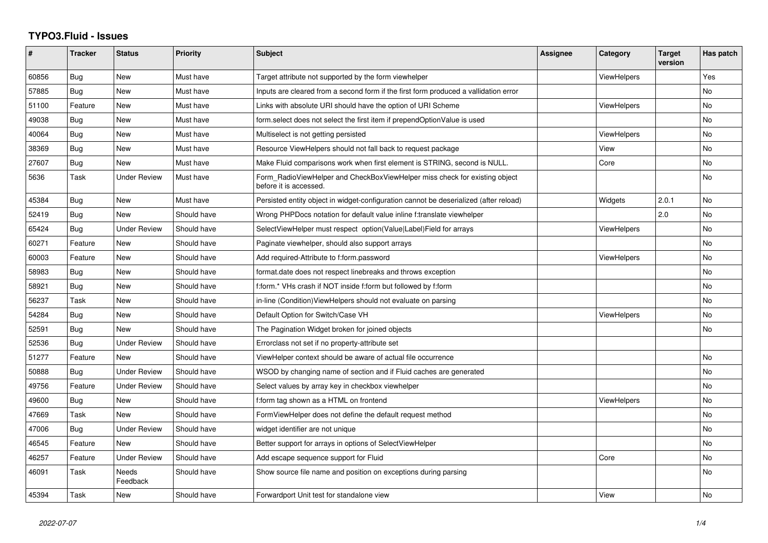# TYPO3.Fluid - Issues

| # | Tracker | Status | Priority | Subject | Assignee | Category | Target version | Has patch |
|---|---|---|---|---|---|---|---|---|
| 60856 | Bug | New | Must have | Target attribute not supported by the form viewhelper | | ViewHelpers | | Yes |
| 57885 | Bug | New | Must have | Inputs are cleared from a second form if the first form produced a vallidation error | | | | No |
| 51100 | Feature | New | Must have | Links with absolute URI should have the option of URI Scheme | | ViewHelpers | | No |
| 49038 | Bug | New | Must have | form.select does not select the first item if prependOptionValue is used | | | | No |
| 40064 | Bug | New | Must have | Multiselect is not getting persisted | | ViewHelpers | | No |
| 38369 | Bug | New | Must have | Resource ViewHelpers should not fall back to request package | | View | | No |
| 27607 | Bug | New | Must have | Make Fluid comparisons work when first element is STRING, second is NULL. | | Core | | No |
| 5636 | Task | Under Review | Must have | Form_RadioViewHelper and CheckBoxViewHelper miss check for existing object before it is accessed. | | | | No |
| 45384 | Bug | New | Must have | Persisted entity object in widget-configuration cannot be deserialized (after reload) | | Widgets | 2.0.1 | No |
| 52419 | Bug | New | Should have | Wrong PHPDocs notation for default value inline f:translate viewhelper | | | 2.0 | No |
| 65424 | Bug | Under Review | Should have | SelectViewHelper must respect option(Value\|Label)Field for arrays | | ViewHelpers | | No |
| 60271 | Feature | New | Should have | Paginate viewhelper, should also support arrays | | | | No |
| 60003 | Feature | New | Should have | Add required-Attribute to f:form.password | | ViewHelpers | | No |
| 58983 | Bug | New | Should have | format.date does not respect linebreaks and throws exception | | | | No |
| 58921 | Bug | New | Should have | f:form.* VHs crash if NOT inside f:form but followed by f:form | | | | No |
| 56237 | Task | New | Should have | in-line (Condition)ViewHelpers should not evaluate on parsing | | | | No |
| 54284 | Bug | New | Should have | Default Option for Switch/Case VH | | ViewHelpers | | No |
| 52591 | Bug | New | Should have | The Pagination Widget broken for joined objects | | | | No |
| 52536 | Bug | Under Review | Should have | Errorclass not set if no property-attribute set | | | | |
| 51277 | Feature | New | Should have | ViewHelper context should be aware of actual file occurrence | | | | No |
| 50888 | Bug | Under Review | Should have | WSOD by changing name of section and if Fluid caches are generated | | | | No |
| 49756 | Feature | Under Review | Should have | Select values by array key in checkbox viewhelper | | | | No |
| 49600 | Bug | New | Should have | f:form tag shown as a HTML on frontend | | ViewHelpers | | No |
| 47669 | Task | New | Should have | FormViewHelper does not define the default request method | | | | No |
| 47006 | Bug | Under Review | Should have | widget identifier are not unique | | | | No |
| 46545 | Feature | New | Should have | Better support for arrays in options of SelectViewHelper | | | | No |
| 46257 | Feature | Under Review | Should have | Add escape sequence support for Fluid | | Core | | No |
| 46091 | Task | Needs Feedback | Should have | Show source file name and position on exceptions during parsing | | | | No |
| 45394 | Task | New | Should have | Forwardport Unit test for standalone view | | View | | No |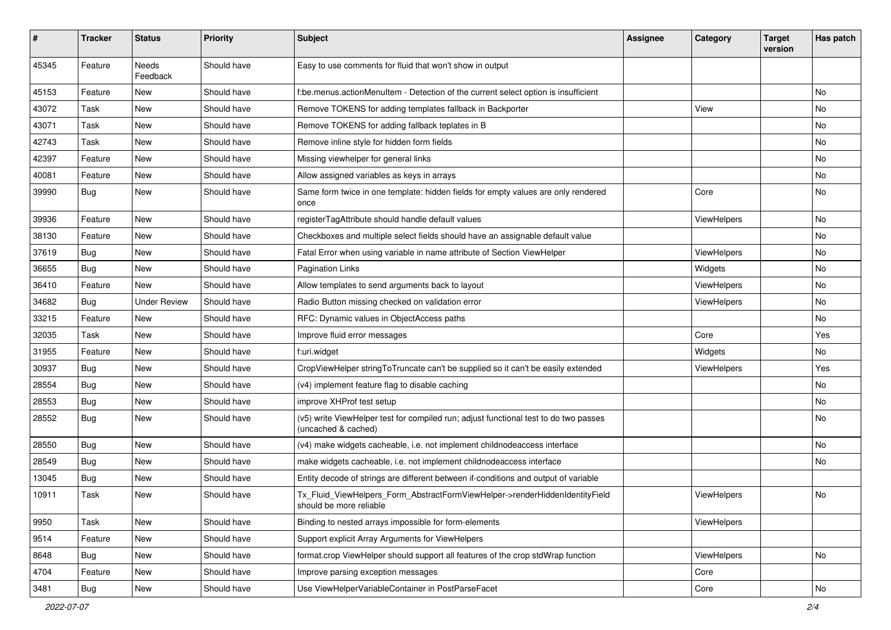| # | Tracker | Status | Priority | Subject | Assignee | Category | Target version | Has patch |
|---|---|---|---|---|---|---|---|---|
| 45345 | Feature | Needs Feedback | Should have | Easy to use comments for fluid that won't show in output | | | | |
| 45153 | Feature | New | Should have | f:be.menus.actionMenuItem - Detection of the current select option is insufficient | | | | No |
| 43072 | Task | New | Should have | Remove TOKENS for adding templates fallback in Backporter | | View | | No |
| 43071 | Task | New | Should have | Remove TOKENS for adding fallback teplates in B | | | | No |
| 42743 | Task | New | Should have | Remove inline style for hidden form fields | | | | No |
| 42397 | Feature | New | Should have | Missing viewhelper for general links | | | | No |
| 40081 | Feature | New | Should have | Allow assigned variables as keys in arrays | | | | No |
| 39990 | Bug | New | Should have | Same form twice in one template: hidden fields for empty values are only rendered once | | Core | | No |
| 39936 | Feature | New | Should have | registerTagAttribute should handle default values | | ViewHelpers | | No |
| 38130 | Feature | New | Should have | Checkboxes and multiple select fields should have an assignable default value | | | | No |
| 37619 | Bug | New | Should have | Fatal Error when using variable in name attribute of Section ViewHelper | | ViewHelpers | | No |
| 36655 | Bug | New | Should have | Pagination Links | | Widgets | | No |
| 36410 | Feature | New | Should have | Allow templates to send arguments back to layout | | ViewHelpers | | No |
| 34682 | Bug | Under Review | Should have | Radio Button missing checked on validation error | | ViewHelpers | | No |
| 33215 | Feature | New | Should have | RFC: Dynamic values in ObjectAccess paths | | | | No |
| 32035 | Task | New | Should have | Improve fluid error messages | | Core | | Yes |
| 31955 | Feature | New | Should have | f:uri.widget | | Widgets | | No |
| 30937 | Bug | New | Should have | CropViewHelper stringToTruncate can't be supplied so it can't be easily extended | | ViewHelpers | | Yes |
| 28554 | Bug | New | Should have | (v4) implement feature flag to disable caching | | | | No |
| 28553 | Bug | New | Should have | improve XHProf test setup | | | | No |
| 28552 | Bug | New | Should have | (v5) write ViewHelper test for compiled run; adjust functional test to do two passes (uncached & cached) | | | | No |
| 28550 | Bug | New | Should have | (v4) make widgets cacheable, i.e. not implement childnodeaccess interface | | | | No |
| 28549 | Bug | New | Should have | make widgets cacheable, i.e. not implement childnodeaccess interface | | | | No |
| 13045 | Bug | New | Should have | Entity decode of strings are different between if-conditions and output of variable | | | | |
| 10911 | Task | New | Should have | Tx_Fluid_ViewHelpers_Form_AbstractFormViewHelper->renderHiddenIdentityField should be more reliable | | ViewHelpers | | No |
| 9950 | Task | New | Should have | Binding to nested arrays impossible for form-elements | | ViewHelpers | | |
| 9514 | Feature | New | Should have | Support explicit Array Arguments for ViewHelpers | | | | |
| 8648 | Bug | New | Should have | format.crop ViewHelper should support all features of the crop stdWrap function | | ViewHelpers | | No |
| 4704 | Feature | New | Should have | Improve parsing exception messages | | Core | | |
| 3481 | Bug | New | Should have | Use ViewHelperVariableContainer in PostParseFacet | | Core | | No |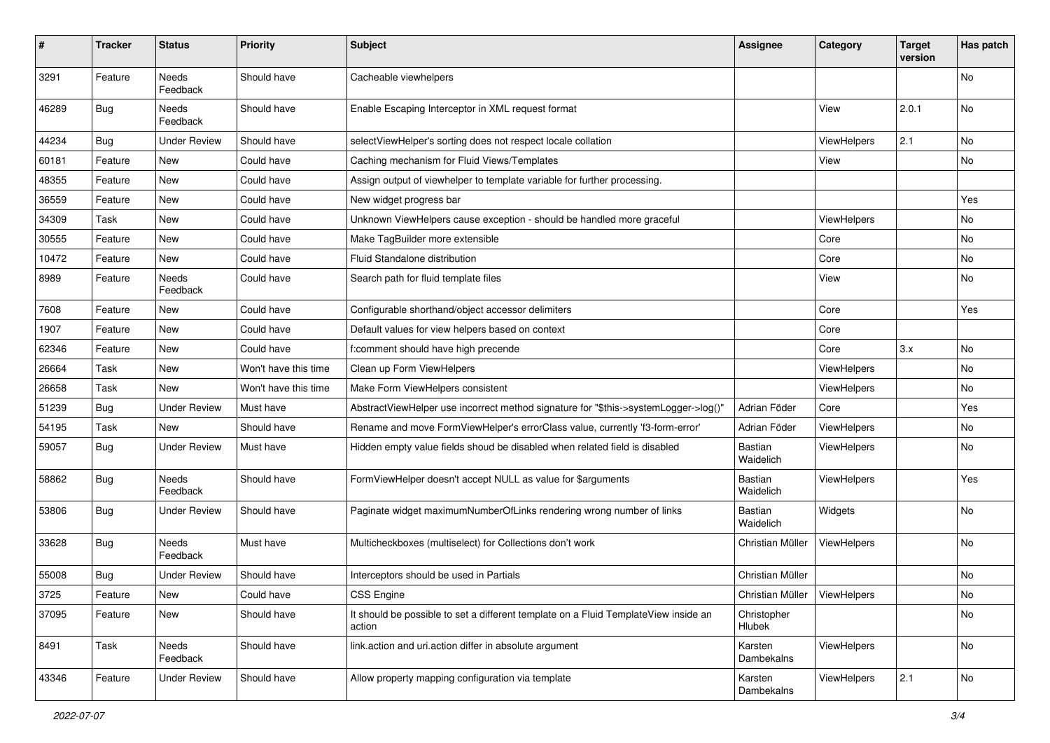| # | Tracker | Status | Priority | Subject | Assignee | Category | Target version | Has patch |
| --- | --- | --- | --- | --- | --- | --- | --- | --- |
| 3291 | Feature | Needs Feedback | Should have | Cacheable viewhelpers | | | | No |
| 46289 | Bug | Needs Feedback | Should have | Enable Escaping Interceptor in XML request format | | View | 2.0.1 | No |
| 44234 | Bug | Under Review | Should have | selectViewHelper's sorting does not respect locale collation | | ViewHelpers | 2.1 | No |
| 60181 | Feature | New | Could have | Caching mechanism for Fluid Views/Templates | | View | | No |
| 48355 | Feature | New | Could have | Assign output of viewhelper to template variable for further processing. | | | | |
| 36559 | Feature | New | Could have | New widget progress bar | | | | Yes |
| 34309 | Task | New | Could have | Unknown ViewHelpers cause exception - should be handled more graceful | | ViewHelpers | | No |
| 30555 | Feature | New | Could have | Make TagBuilder more extensible | | Core | | No |
| 10472 | Feature | New | Could have | Fluid Standalone distribution | | Core | | No |
| 8989 | Feature | Needs Feedback | Could have | Search path for fluid template files | | View | | No |
| 7608 | Feature | New | Could have | Configurable shorthand/object accessor delimiters | | Core | | Yes |
| 1907 | Feature | New | Could have | Default values for view helpers based on context | | Core | | |
| 62346 | Feature | New | Could have | f:comment should have high precende | | Core | 3.x | No |
| 26664 | Task | New | Won't have this time | Clean up Form ViewHelpers | | ViewHelpers | | No |
| 26658 | Task | New | Won't have this time | Make Form ViewHelpers consistent | | ViewHelpers | | No |
| 51239 | Bug | Under Review | Must have | AbstractViewHelper use incorrect method signature for "$this->systemLogger->log()" | Adrian Föder | Core | | Yes |
| 54195 | Task | New | Should have | Rename and move FormViewHelper's errorClass value, currently 'f3-form-error' | Adrian Föder | ViewHelpers | | No |
| 59057 | Bug | Under Review | Must have | Hidden empty value fields shoud be disabled when related field is disabled | Bastian Waidelich | ViewHelpers | | No |
| 58862 | Bug | Needs Feedback | Should have | FormViewHelper doesn't accept NULL as value for $arguments | Bastian Waidelich | ViewHelpers | | Yes |
| 53806 | Bug | Under Review | Should have | Paginate widget maximumNumberOfLinks rendering wrong number of links | Bastian Waidelich | Widgets | | No |
| 33628 | Bug | Needs Feedback | Must have | Multicheckboxes (multiselect) for Collections don't work | Christian Müller | ViewHelpers | | No |
| 55008 | Bug | Under Review | Should have | Interceptors should be used in Partials | Christian Müller | | | No |
| 3725 | Feature | New | Could have | CSS Engine | Christian Müller | ViewHelpers | | No |
| 37095 | Feature | New | Should have | It should be possible to set a different template on a Fluid TemplateView inside an action | Christopher Hlubek | | | No |
| 8491 | Task | Needs Feedback | Should have | link.action and uri.action differ in absolute argument | Karsten Dambekalns | ViewHelpers | | No |
| 43346 | Feature | Under Review | Should have | Allow property mapping configuration via template | Karsten Dambekalns | ViewHelpers | 2.1 | No |

*2022-07-07*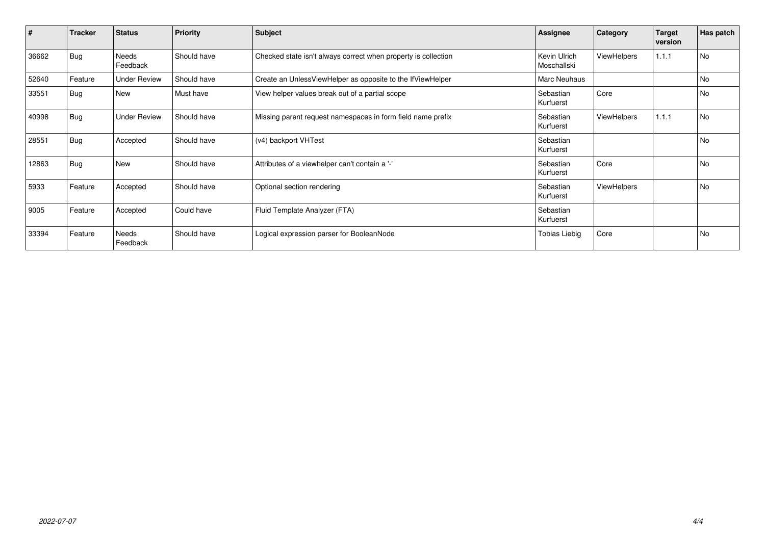| # | Tracker | Status | Priority | Subject | Assignee | Category | Target version | Has patch |
|---|---|---|---|---|---|---|---|---|
| 36662 | Bug | Needs Feedback | Should have | Checked state isn't always correct when property is collection | Kevin Ulrich Moschallski | ViewHelpers | 1.1.1 | No |
| 52640 | Feature | Under Review | Should have | Create an UnlessViewHelper as opposite to the IfViewHelper | Marc Neuhaus | | | No |
| 33551 | Bug | New | Must have | View helper values break out of a partial scope | Sebastian Kurfuerst | Core | | No |
| 40998 | Bug | Under Review | Should have | Missing parent request namespaces in form field name prefix | Sebastian Kurfuerst | ViewHelpers | 1.1.1 | No |
| 28551 | Bug | Accepted | Should have | (v4) backport VHTest | Sebastian Kurfuerst | | | No |
| 12863 | Bug | New | Should have | Attributes of a viewhelper can't contain a '-' | Sebastian Kurfuerst | Core | | No |
| 5933 | Feature | Accepted | Should have | Optional section rendering | Sebastian Kurfuerst | ViewHelpers | | No |
| 9005 | Feature | Accepted | Could have | Fluid Template Analyzer (FTA) | Sebastian Kurfuerst | | | |
| 33394 | Feature | Needs Feedback | Should have | Logical expression parser for BooleanNode | Tobias Liebig | Core | | No |

*2022-07-07*